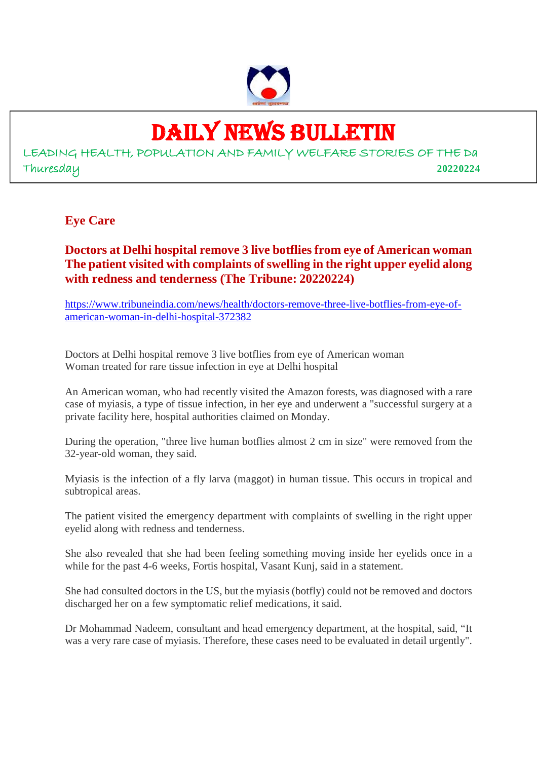# DAILY NEWS BULLETIN

LEADING HEALTH, POPULATION AND FAMILY WELFARE STORIES OF THE Da

Thursday **20220224**

## Eye Care

### Doctors at Delhi hospital remove 3 live botflies from eye of American woman The patient visited with complaints of swelling in the right upper eyelid along with redness and tenderness (The Tribune: 20220224)

https://www.tribuneindia.com/news/health/doctors-remove-three-live-botflies-from-eye-of-american-woman-in-delhi-hospital-372382

Doctors at Delhi hospital remove 3 live botflies from eye of American woman
Woman treated for rare tissue infection in eye at Delhi hospital

An American woman, who had recently visited the Amazon forests, was diagnosed with a rare case of myiasis, a type of tissue infection, in her eye and underwent a "successful surgery at a private facility here, hospital authorities claimed on Monday.

During the operation, "three live human botflies almost 2 cm in size" were removed from the 32-year-old woman, they said.

Myiasis is the infection of a fly larva (maggot) in human tissue. This occurs in tropical and subtropical areas.

The patient visited the emergency department with complaints of swelling in the right upper eyelid along with redness and tenderness.

She also revealed that she had been feeling something moving inside her eyelids once in a while for the past 4-6 weeks, Fortis hospital, Vasant Kunj, said in a statement.

She had consulted doctors in the US, but the myiasis (botfly) could not be removed and doctors discharged her on a few symptomatic relief medications, it said.

Dr Mohammad Nadeem, consultant and head emergency department, at the hospital, said, “It was a very rare case of myiasis. Therefore, these cases need to be evaluated in detail urgently".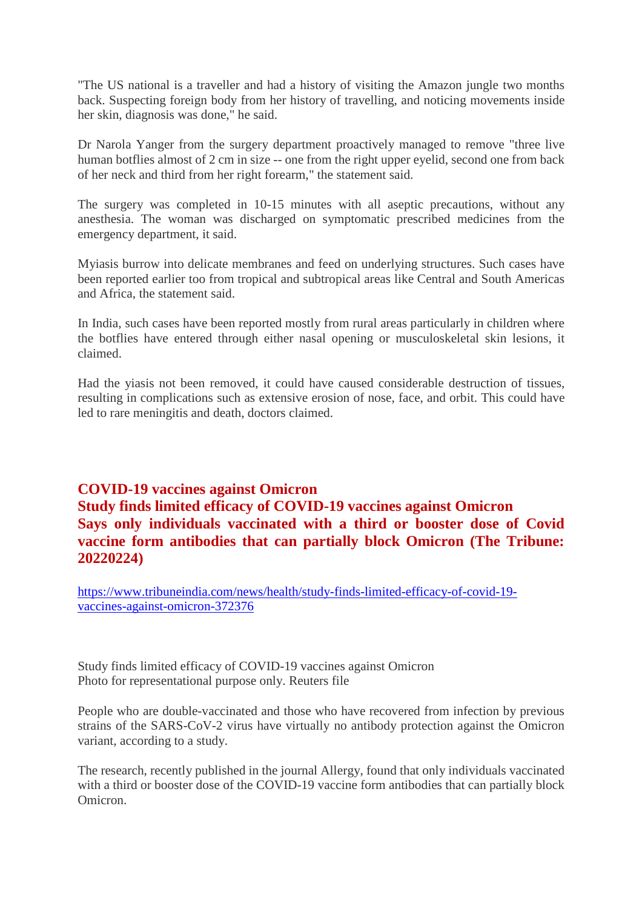"The US national is a traveller and had a history of visiting the Amazon jungle two months back. Suspecting foreign body from her history of travelling, and noticing movements inside her skin, diagnosis was done," he said.

Dr Narola Yanger from the surgery department proactively managed to remove "three live human botflies almost of 2 cm in size -- one from the right upper eyelid, second one from back of her neck and third from her right forearm," the statement said.

The surgery was completed in 10-15 minutes with all aseptic precautions, without any anesthesia. The woman was discharged on symptomatic prescribed medicines from the emergency department, it said.

Myiasis burrow into delicate membranes and feed on underlying structures. Such cases have been reported earlier too from tropical and subtropical areas like Central and South Americas and Africa, the statement said.

In India, such cases have been reported mostly from rural areas particularly in children where the botflies have entered through either nasal opening or musculoskeletal skin lesions, it claimed.

Had the yiasis not been removed, it could have caused considerable destruction of tissues, resulting in complications such as extensive erosion of nose, face, and orbit. This could have led to rare meningitis and death, doctors claimed.

## COVID-19 vaccines against Omicron
## Study finds limited efficacy of COVID-19 vaccines against Omicron
## Says only individuals vaccinated with a third or booster dose of Covid vaccine form antibodies that can partially block Omicron (The Tribune: 20220224)

https://www.tribuneindia.com/news/health/study-finds-limited-efficacy-of-covid-19-vaccines-against-omicron-372376

Study finds limited efficacy of COVID-19 vaccines against Omicron
Photo for representational purpose only. Reuters file

People who are double-vaccinated and those who have recovered from infection by previous strains of the SARS-CoV-2 virus have virtually no antibody protection against the Omicron variant, according to a study.

The research, recently published in the journal Allergy, found that only individuals vaccinated with a third or booster dose of the COVID-19 vaccine form antibodies that can partially block Omicron.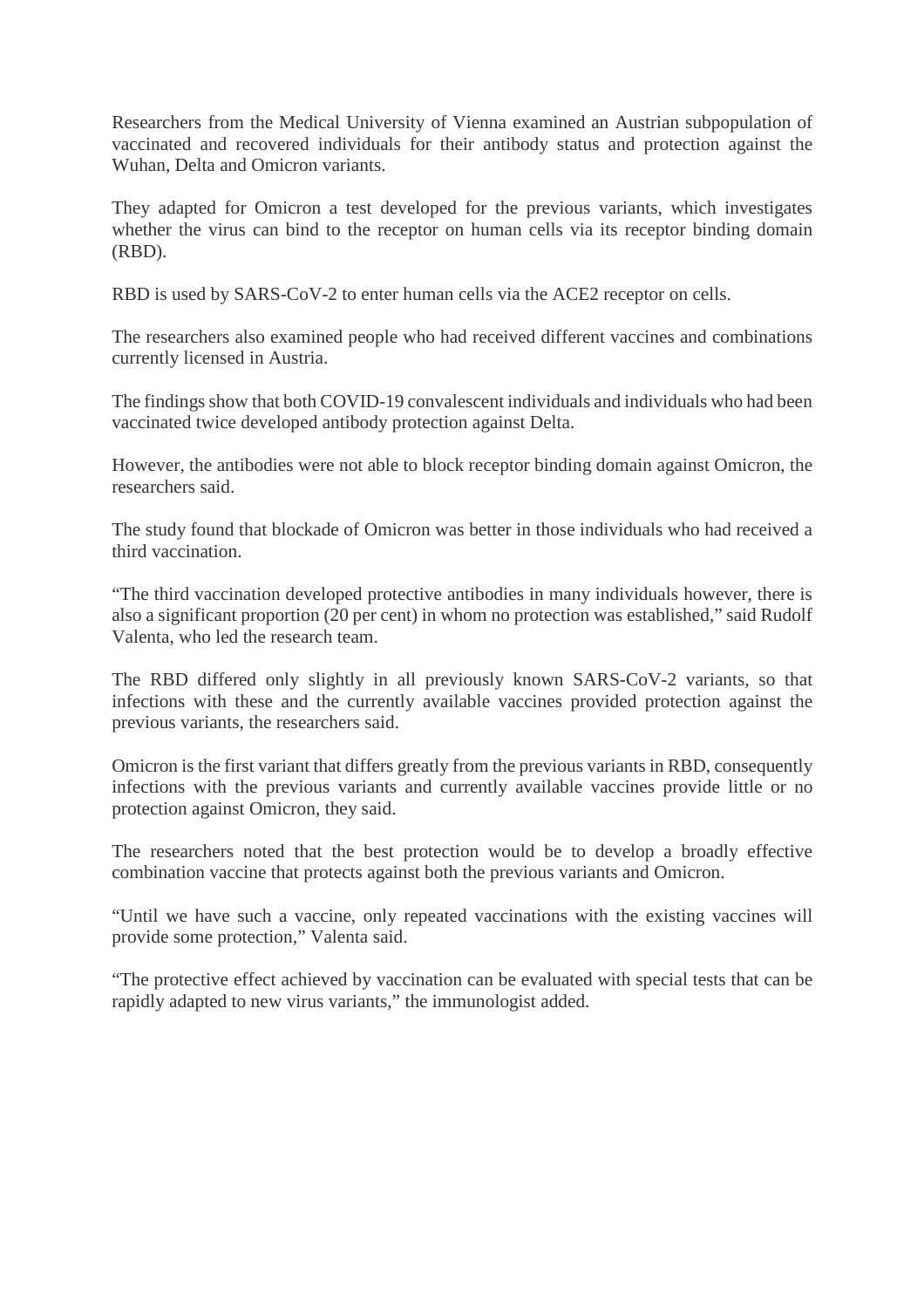Researchers from the Medical University of Vienna examined an Austrian subpopulation of vaccinated and recovered individuals for their antibody status and protection against the Wuhan, Delta and Omicron variants.

They adapted for Omicron a test developed for the previous variants, which investigates whether the virus can bind to the receptor on human cells via its receptor binding domain (RBD).

RBD is used by SARS-CoV-2 to enter human cells via the ACE2 receptor on cells.

The researchers also examined people who had received different vaccines and combinations currently licensed in Austria.

The findings show that both COVID-19 convalescent individuals and individuals who had been vaccinated twice developed antibody protection against Delta.

However, the antibodies were not able to block receptor binding domain against Omicron, the researchers said.

The study found that blockade of Omicron was better in those individuals who had received a third vaccination.

"The third vaccination developed protective antibodies in many individuals however, there is also a significant proportion (20 per cent) in whom no protection was established," said Rudolf Valenta, who led the research team.

The RBD differed only slightly in all previously known SARS-CoV-2 variants, so that infections with these and the currently available vaccines provided protection against the previous variants, the researchers said.

Omicron is the first variant that differs greatly from the previous variants in RBD, consequently infections with the previous variants and currently available vaccines provide little or no protection against Omicron, they said.

The researchers noted that the best protection would be to develop a broadly effective combination vaccine that protects against both the previous variants and Omicron.

"Until we have such a vaccine, only repeated vaccinations with the existing vaccines will provide some protection," Valenta said.

"The protective effect achieved by vaccination can be evaluated with special tests that can be rapidly adapted to new virus variants," the immunologist added.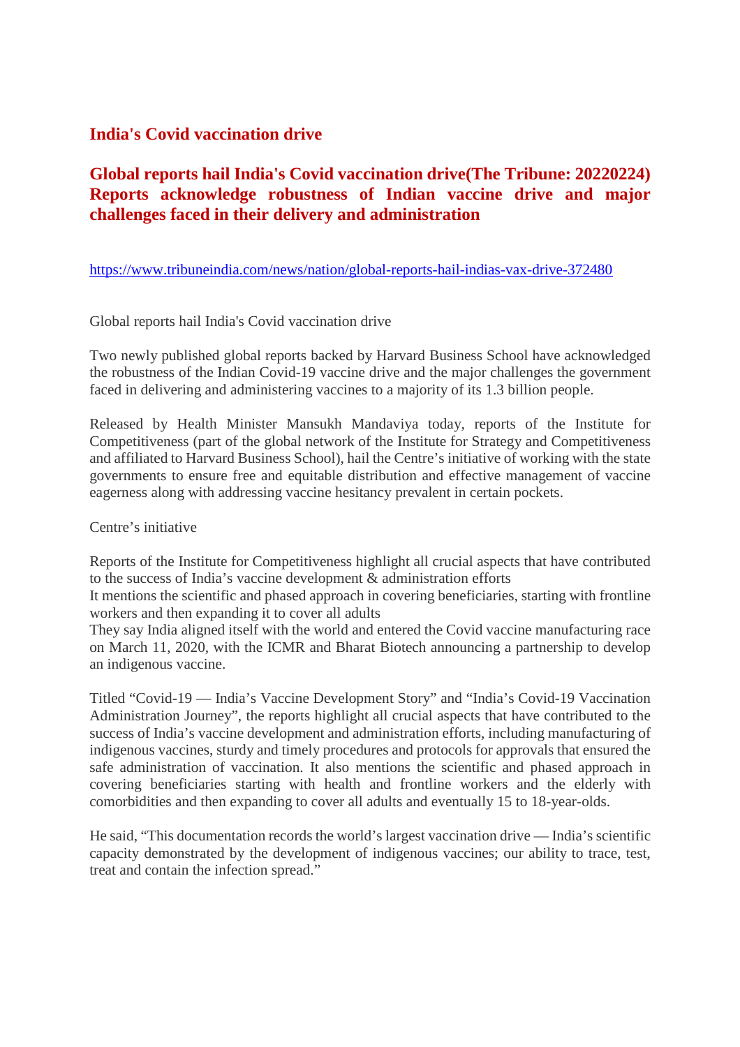## India's Covid vaccination drive

## Global reports hail India's Covid vaccination drive(The Tribune: 20220224) Reports acknowledge robustness of Indian vaccine drive and major challenges faced in their delivery and administration

https://www.tribuneindia.com/news/nation/global-reports-hail-indias-vax-drive-372480

Global reports hail India's Covid vaccination drive

Two newly published global reports backed by Harvard Business School have acknowledged the robustness of the Indian Covid-19 vaccine drive and the major challenges the government faced in delivering and administering vaccines to a majority of its 1.3 billion people.

Released by Health Minister Mansukh Mandaviya today, reports of the Institute for Competitiveness (part of the global network of the Institute for Strategy and Competitiveness and affiliated to Harvard Business School), hail the Centre's initiative of working with the state governments to ensure free and equitable distribution and effective management of vaccine eagerness along with addressing vaccine hesitancy prevalent in certain pockets.

Centre's initiative

Reports of the Institute for Competitiveness highlight all crucial aspects that have contributed to the success of India's vaccine development & administration efforts
It mentions the scientific and phased approach in covering beneficiaries, starting with frontline workers and then expanding it to cover all adults
They say India aligned itself with the world and entered the Covid vaccine manufacturing race on March 11, 2020, with the ICMR and Bharat Biotech announcing a partnership to develop an indigenous vaccine.

Titled "Covid-19 — India's Vaccine Development Story" and "India's Covid-19 Vaccination Administration Journey", the reports highlight all crucial aspects that have contributed to the success of India's vaccine development and administration efforts, including manufacturing of indigenous vaccines, sturdy and timely procedures and protocols for approvals that ensured the safe administration of vaccination. It also mentions the scientific and phased approach in covering beneficiaries starting with health and frontline workers and the elderly with comorbidities and then expanding to cover all adults and eventually 15 to 18-year-olds.

He said, "This documentation records the world's largest vaccination drive — India's scientific capacity demonstrated by the development of indigenous vaccines; our ability to trace, test, treat and contain the infection spread."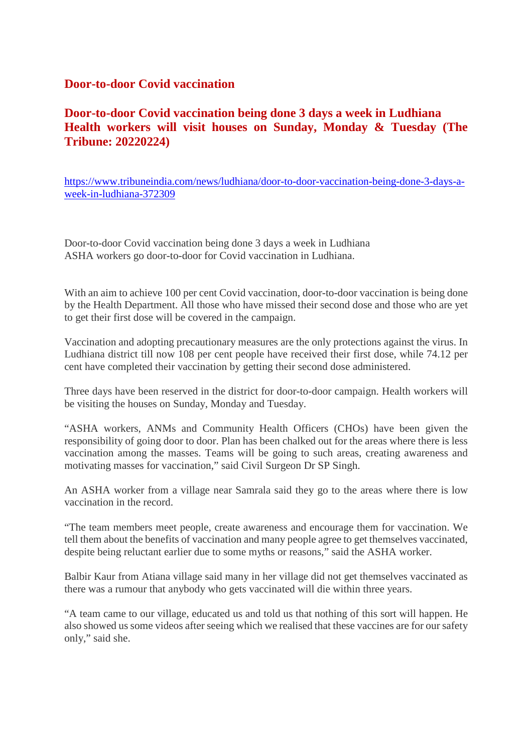## Door-to-door Covid vaccination

## Door-to-door Covid vaccination being done 3 days a week in Ludhiana Health workers will visit houses on Sunday, Monday & Tuesday (The Tribune: 20220224)

https://www.tribuneindia.com/news/ludhiana/door-to-door-vaccination-being-done-3-days-a-week-in-ludhiana-372309

Door-to-door Covid vaccination being done 3 days a week in Ludhiana
ASHA workers go door-to-door for Covid vaccination in Ludhiana.

With an aim to achieve 100 per cent Covid vaccination, door-to-door vaccination is being done by the Health Department. All those who have missed their second dose and those who are yet to get their first dose will be covered in the campaign.

Vaccination and adopting precautionary measures are the only protections against the virus. In Ludhiana district till now 108 per cent people have received their first dose, while 74.12 per cent have completed their vaccination by getting their second dose administered.

Three days have been reserved in the district for door-to-door campaign. Health workers will be visiting the houses on Sunday, Monday and Tuesday.

"ASHA workers, ANMs and Community Health Officers (CHOs) have been given the responsibility of going door to door. Plan has been chalked out for the areas where there is less vaccination among the masses. Teams will be going to such areas, creating awareness and motivating masses for vaccination," said Civil Surgeon Dr SP Singh.

An ASHA worker from a village near Samrala said they go to the areas where there is low vaccination in the record.

"The team members meet people, create awareness and encourage them for vaccination. We tell them about the benefits of vaccination and many people agree to get themselves vaccinated, despite being reluctant earlier due to some myths or reasons," said the ASHA worker.

Balbir Kaur from Atiana village said many in her village did not get themselves vaccinated as there was a rumour that anybody who gets vaccinated will die within three years.

"A team came to our village, educated us and told us that nothing of this sort will happen. He also showed us some videos after seeing which we realised that these vaccines are for our safety only," said she.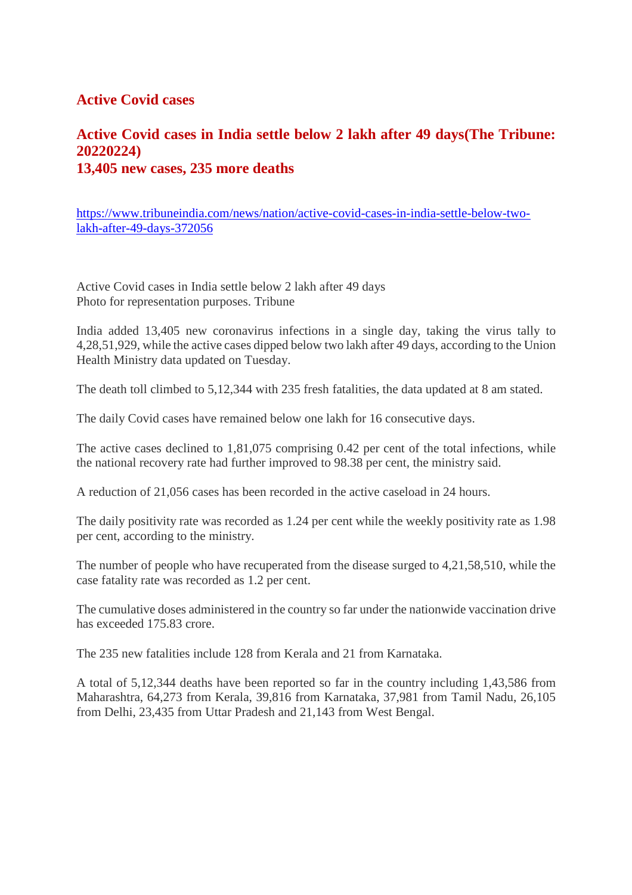## Active Covid cases

### Active Covid cases in India settle below 2 lakh after 49 days(The Tribune: 20220224)
### 13,405 new cases, 235 more deaths

https://www.tribuneindia.com/news/nation/active-covid-cases-in-india-settle-below-two-lakh-after-49-days-372056

Active Covid cases in India settle below 2 lakh after 49 days
Photo for representation purposes. Tribune

India added 13,405 new coronavirus infections in a single day, taking the virus tally to 4,28,51,929, while the active cases dipped below two lakh after 49 days, according to the Union Health Ministry data updated on Tuesday.

The death toll climbed to 5,12,344 with 235 fresh fatalities, the data updated at 8 am stated.

The daily Covid cases have remained below one lakh for 16 consecutive days.

The active cases declined to 1,81,075 comprising 0.42 per cent of the total infections, while the national recovery rate had further improved to 98.38 per cent, the ministry said.

A reduction of 21,056 cases has been recorded in the active caseload in 24 hours.

The daily positivity rate was recorded as 1.24 per cent while the weekly positivity rate as 1.98 per cent, according to the ministry.

The number of people who have recuperated from the disease surged to 4,21,58,510, while the case fatality rate was recorded as 1.2 per cent.

The cumulative doses administered in the country so far under the nationwide vaccination drive has exceeded 175.83 crore.

The 235 new fatalities include 128 from Kerala and 21 from Karnataka.

A total of 5,12,344 deaths have been reported so far in the country including 1,43,586 from Maharashtra, 64,273 from Kerala, 39,816 from Karnataka, 37,981 from Tamil Nadu, 26,105 from Delhi, 23,435 from Uttar Pradesh and 21,143 from West Bengal.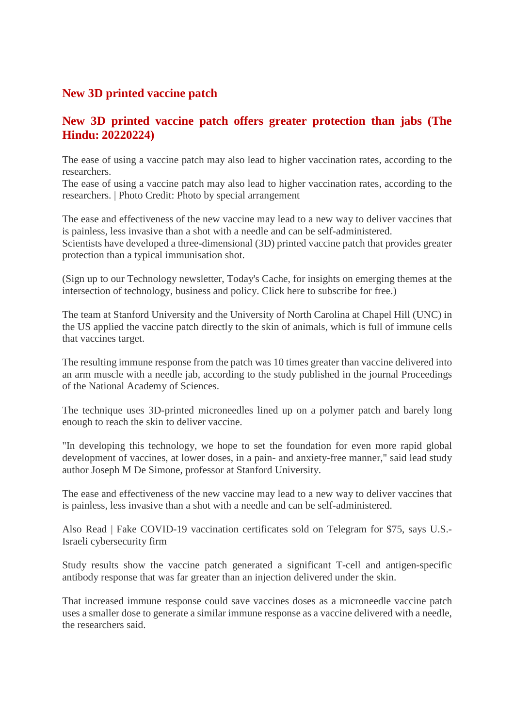## New 3D printed vaccine patch

## New 3D printed vaccine patch offers greater protection than jabs (The Hindu: 20220224)

The ease of using a vaccine patch may also lead to higher vaccination rates, according to the researchers.
The ease of using a vaccine patch may also lead to higher vaccination rates, according to the researchers. | Photo Credit: Photo by special arrangement

The ease and effectiveness of the new vaccine may lead to a new way to deliver vaccines that is painless, less invasive than a shot with a needle and can be self-administered.
Scientists have developed a three-dimensional (3D) printed vaccine patch that provides greater protection than a typical immunisation shot.

(Sign up to our Technology newsletter, Today's Cache, for insights on emerging themes at the intersection of technology, business and policy. Click here to subscribe for free.)

The team at Stanford University and the University of North Carolina at Chapel Hill (UNC) in the US applied the vaccine patch directly to the skin of animals, which is full of immune cells that vaccines target.

The resulting immune response from the patch was 10 times greater than vaccine delivered into an arm muscle with a needle jab, according to the study published in the journal Proceedings of the National Academy of Sciences.

The technique uses 3D-printed microneedles lined up on a polymer patch and barely long enough to reach the skin to deliver vaccine.

"In developing this technology, we hope to set the foundation for even more rapid global development of vaccines, at lower doses, in a pain- and anxiety-free manner," said lead study author Joseph M De Simone, professor at Stanford University.

The ease and effectiveness of the new vaccine may lead to a new way to deliver vaccines that is painless, less invasive than a shot with a needle and can be self-administered.

Also Read | Fake COVID-19 vaccination certificates sold on Telegram for $75, says U.S.-Israeli cybersecurity firm

Study results show the vaccine patch generated a significant T-cell and antigen-specific antibody response that was far greater than an injection delivered under the skin.

That increased immune response could save vaccines doses as a microneedle vaccine patch uses a smaller dose to generate a similar immune response as a vaccine delivered with a needle, the researchers said.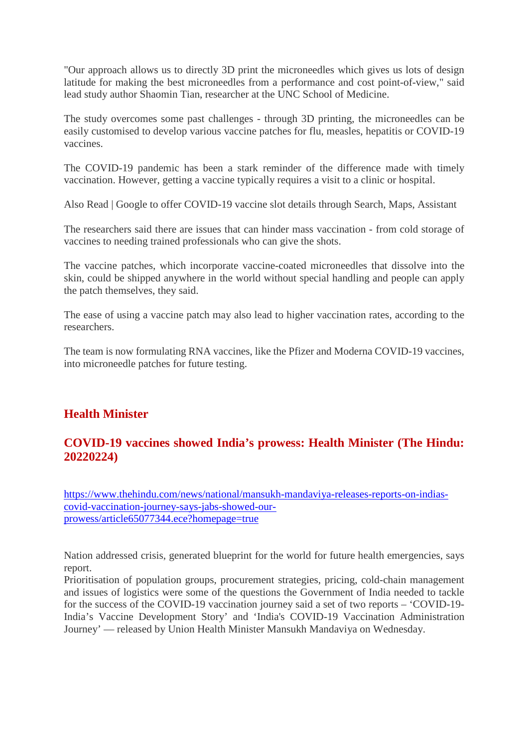"Our approach allows us to directly 3D print the microneedles which gives us lots of design latitude for making the best microneedles from a performance and cost point-of-view," said lead study author Shaomin Tian, researcher at the UNC School of Medicine.

The study overcomes some past challenges - through 3D printing, the microneedles can be easily customised to develop various vaccine patches for flu, measles, hepatitis or COVID-19 vaccines.

The COVID-19 pandemic has been a stark reminder of the difference made with timely vaccination. However, getting a vaccine typically requires a visit to a clinic or hospital.

Also Read | Google to offer COVID-19 vaccine slot details through Search, Maps, Assistant

The researchers said there are issues that can hinder mass vaccination - from cold storage of vaccines to needing trained professionals who can give the shots.

The vaccine patches, which incorporate vaccine-coated microneedles that dissolve into the skin, could be shipped anywhere in the world without special handling and people can apply the patch themselves, they said.

The ease of using a vaccine patch may also lead to higher vaccination rates, according to the researchers.

The team is now formulating RNA vaccines, like the Pfizer and Moderna COVID-19 vaccines, into microneedle patches for future testing.

## Health Minister

### COVID-19 vaccines showed India's prowess: Health Minister (The Hindu: 20220224)

https://www.thehindu.com/news/national/mansukh-mandaviya-releases-reports-on-indias-covid-vaccination-journey-says-jabs-showed-our-prowess/article65077344.ece?homepage=true

Nation addressed crisis, generated blueprint for the world for future health emergencies, says report.
Prioritisation of population groups, procurement strategies, pricing, cold-chain management and issues of logistics were some of the questions the Government of India needed to tackle for the success of the COVID-19 vaccination journey said a set of two reports – 'COVID-19-India's Vaccine Development Story' and 'India's COVID-19 Vaccination Administration Journey' — released by Union Health Minister Mansukh Mandaviya on Wednesday.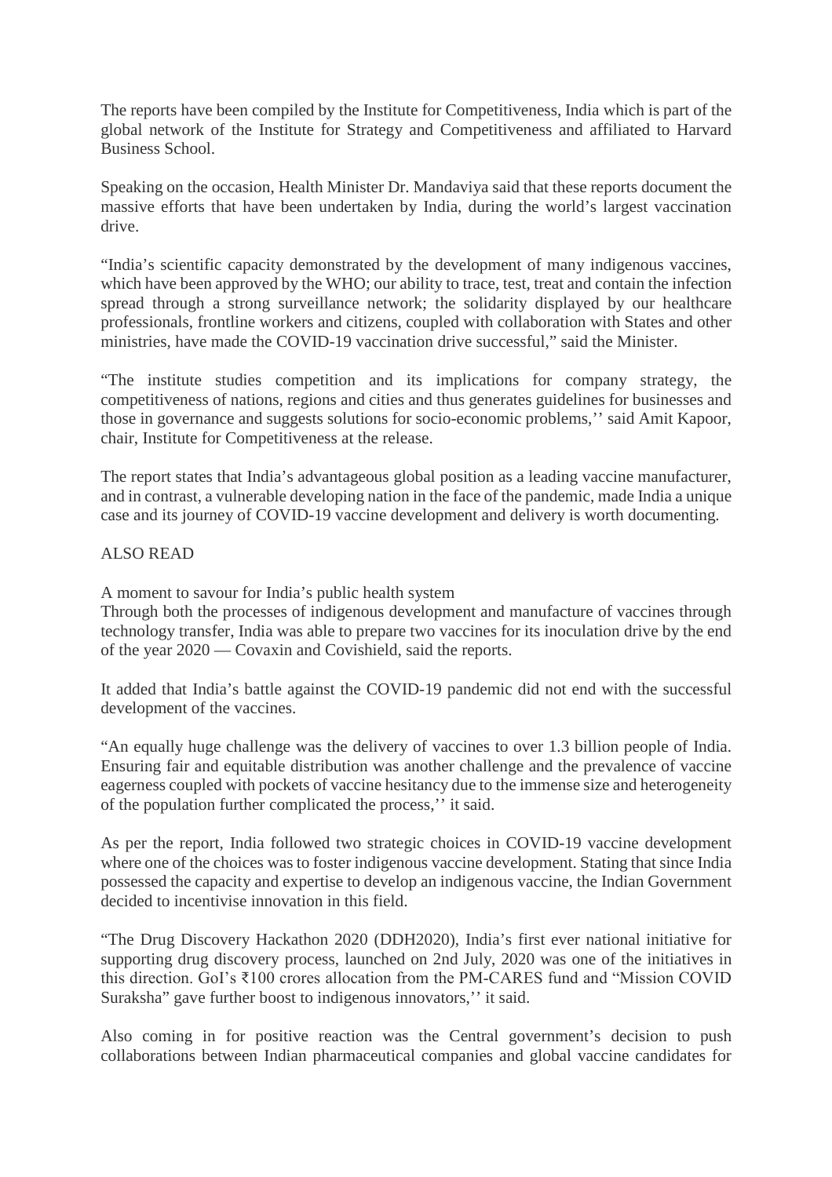The reports have been compiled by the Institute for Competitiveness, India which is part of the global network of the Institute for Strategy and Competitiveness and affiliated to Harvard Business School.

Speaking on the occasion, Health Minister Dr. Mandaviya said that these reports document the massive efforts that have been undertaken by India, during the world's largest vaccination drive.

"India's scientific capacity demonstrated by the development of many indigenous vaccines, which have been approved by the WHO; our ability to trace, test, treat and contain the infection spread through a strong surveillance network; the solidarity displayed by our healthcare professionals, frontline workers and citizens, coupled with collaboration with States and other ministries, have made the COVID-19 vaccination drive successful," said the Minister.

"The institute studies competition and its implications for company strategy, the competitiveness of nations, regions and cities and thus generates guidelines for businesses and those in governance and suggests solutions for socio-economic problems,'' said Amit Kapoor, chair, Institute for Competitiveness at the release.

The report states that India's advantageous global position as a leading vaccine manufacturer, and in contrast, a vulnerable developing nation in the face of the pandemic, made India a unique case and its journey of COVID-19 vaccine development and delivery is worth documenting.

ALSO READ

A moment to savour for India's public health system
Through both the processes of indigenous development and manufacture of vaccines through technology transfer, India was able to prepare two vaccines for its inoculation drive by the end of the year 2020 — Covaxin and Covishield, said the reports.

It added that India's battle against the COVID-19 pandemic did not end with the successful development of the vaccines.

"An equally huge challenge was the delivery of vaccines to over 1.3 billion people of India. Ensuring fair and equitable distribution was another challenge and the prevalence of vaccine eagerness coupled with pockets of vaccine hesitancy due to the immense size and heterogeneity of the population further complicated the process,'' it said.

As per the report, India followed two strategic choices in COVID-19 vaccine development where one of the choices was to foster indigenous vaccine development. Stating that since India possessed the capacity and expertise to develop an indigenous vaccine, the Indian Government decided to incentivise innovation in this field.

"The Drug Discovery Hackathon 2020 (DDH2020), India's first ever national initiative for supporting drug discovery process, launched on 2nd July, 2020 was one of the initiatives in this direction. GoI's ₹100 crores allocation from the PM-CARES fund and "Mission COVID Suraksha" gave further boost to indigenous innovators,'' it said.

Also coming in for positive reaction was the Central government's decision to push collaborations between Indian pharmaceutical companies and global vaccine candidates for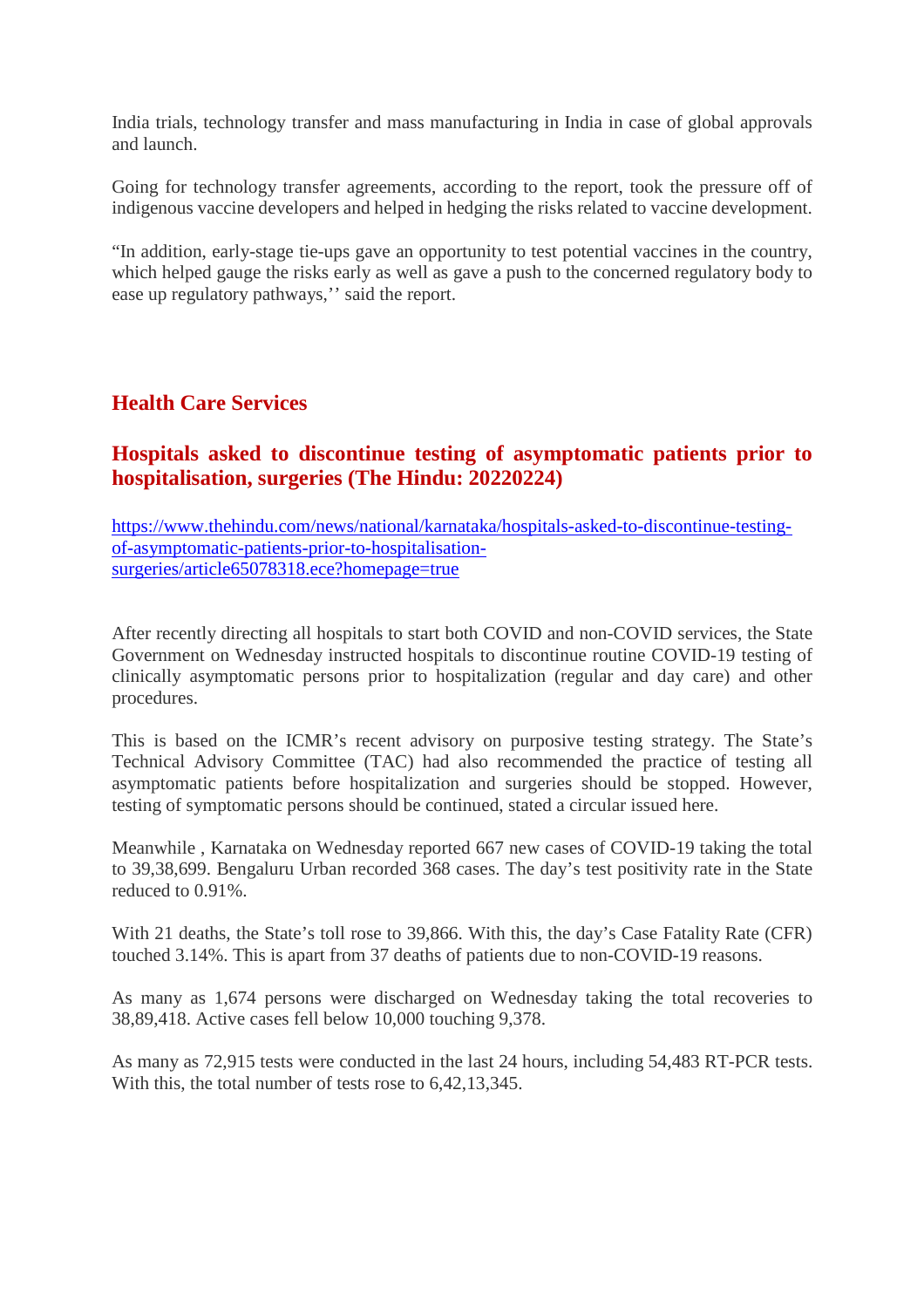India trials, technology transfer and mass manufacturing in India in case of global approvals and launch.

Going for technology transfer agreements, according to the report, took the pressure off of indigenous vaccine developers and helped in hedging the risks related to vaccine development.

"In addition, early-stage tie-ups gave an opportunity to test potential vaccines in the country, which helped gauge the risks early as well as gave a push to the concerned regulatory body to ease up regulatory pathways,'' said the report.

## Health Care Services

### Hospitals asked to discontinue testing of asymptomatic patients prior to hospitalisation, surgeries (The Hindu: 20220224)

https://www.thehindu.com/news/national/karnataka/hospitals-asked-to-discontinue-testing-of-asymptomatic-patients-prior-to-hospitalisation-surgeries/article65078318.ece?homepage=true

After recently directing all hospitals to start both COVID and non-COVID services, the State Government on Wednesday instructed hospitals to discontinue routine COVID-19 testing of clinically asymptomatic persons prior to hospitalization (regular and day care) and other procedures.

This is based on the ICMR's recent advisory on purposive testing strategy. The State's Technical Advisory Committee (TAC) had also recommended the practice of testing all asymptomatic patients before hospitalization and surgeries should be stopped. However, testing of symptomatic persons should be continued, stated a circular issued here.

Meanwhile , Karnataka on Wednesday reported 667 new cases of COVID-19 taking the total to 39,38,699. Bengaluru Urban recorded 368 cases. The day's test positivity rate in the State reduced to 0.91%.

With 21 deaths, the State's toll rose to 39,866. With this, the day's Case Fatality Rate (CFR) touched 3.14%. This is apart from 37 deaths of patients due to non-COVID-19 reasons.

As many as 1,674 persons were discharged on Wednesday taking the total recoveries to 38,89,418. Active cases fell below 10,000 touching 9,378.

As many as 72,915 tests were conducted in the last 24 hours, including 54,483 RT-PCR tests. With this, the total number of tests rose to 6,42,13,345.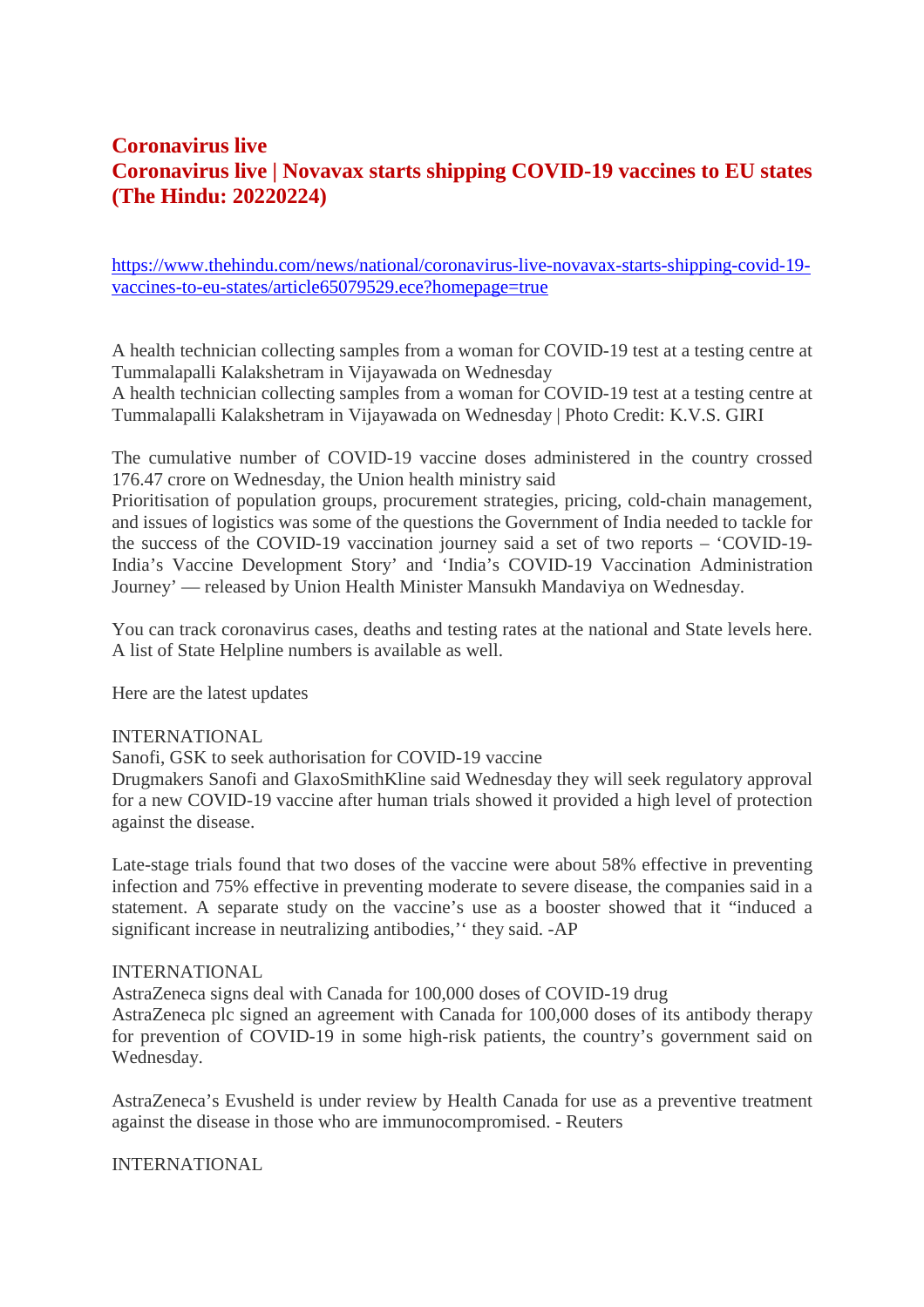# Coronavirus live
# Coronavirus live | Novavax starts shipping COVID-19 vaccines to EU states (The Hindu: 20220224)

[https://www.thehindu.com/news/national/coronavirus-live-novavax-starts-shipping-covid-19-vaccines-to-eu-states/article65079529.ece?homepage=true](https://www.thehindu.com/news/national/coronavirus-live-novavax-starts-shipping-covid-19-vaccines-to-eu-states/article65079529.ece?homepage=true)

A health technician collecting samples from a woman for COVID-19 test at a testing centre at Tummalapalli Kalakshetram in Vijayawada on Wednesday
A health technician collecting samples from a woman for COVID-19 test at a testing centre at Tummalapalli Kalakshetram in Vijayawada on Wednesday | Photo Credit: K.V.S. GIRI

The cumulative number of COVID-19 vaccine doses administered in the country crossed 176.47 crore on Wednesday, the Union health ministry said
Prioritisation of population groups, procurement strategies, pricing, cold-chain management, and issues of logistics was some of the questions the Government of India needed to tackle for the success of the COVID-19 vaccination journey said a set of two reports – 'COVID-19- India's Vaccine Development Story' and 'India's COVID-19 Vaccination Administration Journey' — released by Union Health Minister Mansukh Mandaviya on Wednesday.

You can track coronavirus cases, deaths and testing rates at the national and State levels here. A list of State Helpline numbers is available as well.

Here are the latest updates

INTERNATIONAL
Sanofi, GSK to seek authorisation for COVID-19 vaccine
Drugmakers Sanofi and GlaxoSmithKline said Wednesday they will seek regulatory approval for a new COVID-19 vaccine after human trials showed it provided a high level of protection against the disease.

Late-stage trials found that two doses of the vaccine were about 58% effective in preventing infection and 75% effective in preventing moderate to severe disease, the companies said in a statement. A separate study on the vaccine's use as a booster showed that it "induced a significant increase in neutralizing antibodies,'' they said. -AP

INTERNATIONAL
AstraZeneca signs deal with Canada for 100,000 doses of COVID-19 drug
AstraZeneca plc signed an agreement with Canada for 100,000 doses of its antibody therapy for prevention of COVID-19 in some high-risk patients, the country's government said on Wednesday.

AstraZeneca's Evusheld is under review by Health Canada for use as a preventive treatment against the disease in those who are immunocompromised. - Reuters

INTERNATIONAL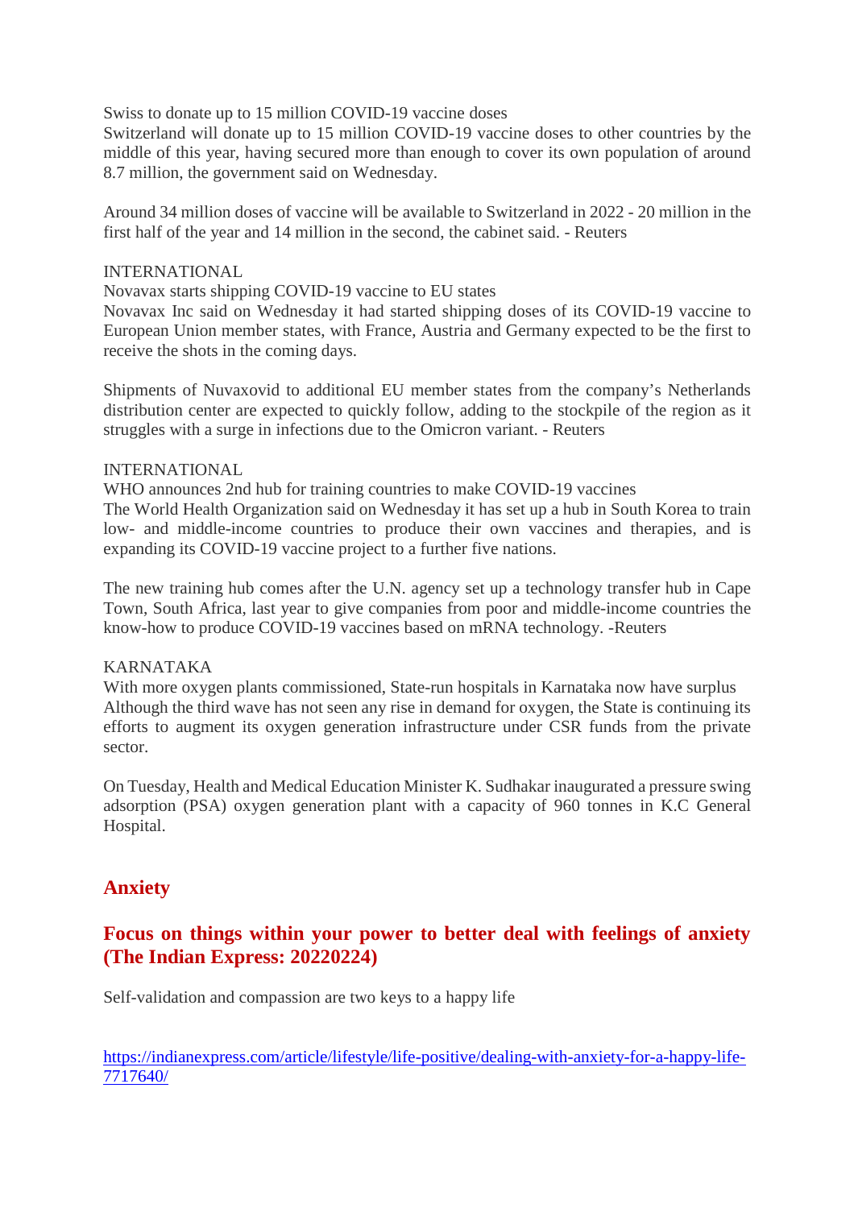Swiss to donate up to 15 million COVID-19 vaccine doses

Switzerland will donate up to 15 million COVID-19 vaccine doses to other countries by the middle of this year, having secured more than enough to cover its own population of around 8.7 million, the government said on Wednesday.

Around 34 million doses of vaccine will be available to Switzerland in 2022 - 20 million in the first half of the year and 14 million in the second, the cabinet said. - Reuters

INTERNATIONAL

Novavax starts shipping COVID-19 vaccine to EU states

Novavax Inc said on Wednesday it had started shipping doses of its COVID-19 vaccine to European Union member states, with France, Austria and Germany expected to be the first to receive the shots in the coming days.

Shipments of Nuvaxovid to additional EU member states from the company's Netherlands distribution center are expected to quickly follow, adding to the stockpile of the region as it struggles with a surge in infections due to the Omicron variant. - Reuters

INTERNATIONAL

WHO announces 2nd hub for training countries to make COVID-19 vaccines

The World Health Organization said on Wednesday it has set up a hub in South Korea to train low- and middle-income countries to produce their own vaccines and therapies, and is expanding its COVID-19 vaccine project to a further five nations.

The new training hub comes after the U.N. agency set up a technology transfer hub in Cape Town, South Africa, last year to give companies from poor and middle-income countries the know-how to produce COVID-19 vaccines based on mRNA technology. -Reuters

KARNATAKA

With more oxygen plants commissioned, State-run hospitals in Karnataka now have surplus

Although the third wave has not seen any rise in demand for oxygen, the State is continuing its efforts to augment its oxygen generation infrastructure under CSR funds from the private sector.

On Tuesday, Health and Medical Education Minister K. Sudhakar inaugurated a pressure swing adsorption (PSA) oxygen generation plant with a capacity of 960 tonnes in K.C General Hospital.

## Anxiety

### Focus on things within your power to better deal with feelings of anxiety (The Indian Express: 20220224)

Self-validation and compassion are two keys to a happy life

https://indianexpress.com/article/lifestyle/life-positive/dealing-with-anxiety-for-a-happy-life-7717640/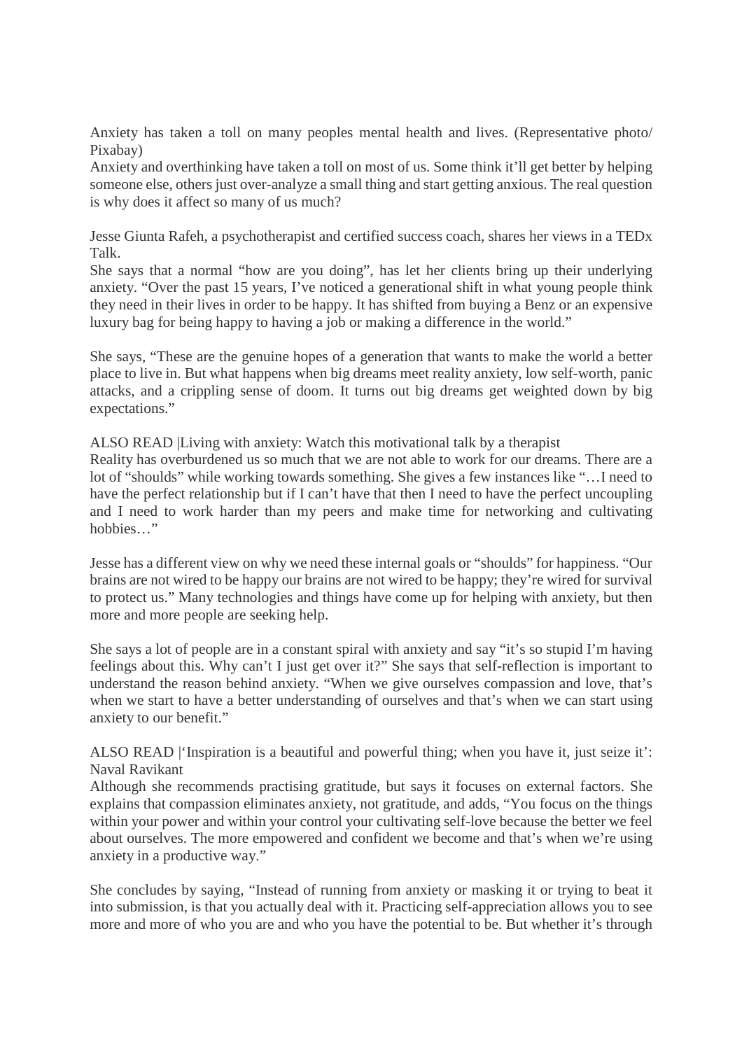Anxiety has taken a toll on many peoples mental health and lives. (Representative photo/ Pixabay)

Anxiety and overthinking have taken a toll on most of us. Some think it'll get better by helping someone else, others just over-analyze a small thing and start getting anxious. The real question is why does it affect so many of us much?

Jesse Giunta Rafeh, a psychotherapist and certified success coach, shares her views in a TEDx Talk.

She says that a normal "how are you doing", has let her clients bring up their underlying anxiety. "Over the past 15 years, I've noticed a generational shift in what young people think they need in their lives in order to be happy. It has shifted from buying a Benz or an expensive luxury bag for being happy to having a job or making a difference in the world."

She says, "These are the genuine hopes of a generation that wants to make the world a better place to live in. But what happens when big dreams meet reality anxiety, low self-worth, panic attacks, and a crippling sense of doom. It turns out big dreams get weighted down by big expectations."

ALSO READ |Living with anxiety: Watch this motivational talk by a therapist

Reality has overburdened us so much that we are not able to work for our dreams. There are a lot of "shoulds" while working towards something. She gives a few instances like "…I need to have the perfect relationship but if I can't have that then I need to have the perfect uncoupling and I need to work harder than my peers and make time for networking and cultivating hobbies…"

Jesse has a different view on why we need these internal goals or "shoulds" for happiness. "Our brains are not wired to be happy our brains are not wired to be happy; they're wired for survival to protect us." Many technologies and things have come up for helping with anxiety, but then more and more people are seeking help.

She says a lot of people are in a constant spiral with anxiety and say "it's so stupid I'm having feelings about this. Why can't I just get over it?" She says that self-reflection is important to understand the reason behind anxiety. "When we give ourselves compassion and love, that's when we start to have a better understanding of ourselves and that's when we can start using anxiety to our benefit."

ALSO READ |'Inspiration is a beautiful and powerful thing; when you have it, just seize it': Naval Ravikant

Although she recommends practising gratitude, but says it focuses on external factors. She explains that compassion eliminates anxiety, not gratitude, and adds, "You focus on the things within your power and within your control your cultivating self-love because the better we feel about ourselves. The more empowered and confident we become and that's when we're using anxiety in a productive way."

She concludes by saying, "Instead of running from anxiety or masking it or trying to beat it into submission, is that you actually deal with it. Practicing self-appreciation allows you to see more and more of who you are and who you have the potential to be. But whether it's through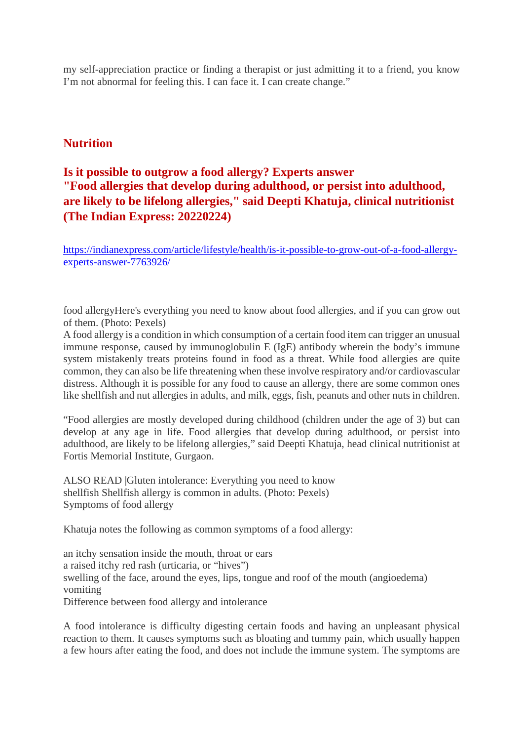my self-appreciation practice or finding a therapist or just admitting it to a friend, you know I'm not abnormal for feeling this. I can face it. I can create change."

## Nutrition

### Is it possible to outgrow a food allergy? Experts answer "Food allergies that develop during adulthood, or persist into adulthood, are likely to be lifelong allergies," said Deepti Khatuja, clinical nutritionist (The Indian Express: 20220224)

https://indianexpress.com/article/lifestyle/health/is-it-possible-to-grow-out-of-a-food-allergy-experts-answer-7763926/

food allergyHere's everything you need to know about food allergies, and if you can grow out of them. (Photo: Pexels)

A food allergy is a condition in which consumption of a certain food item can trigger an unusual immune response, caused by immunoglobulin E (IgE) antibody wherein the body's immune system mistakenly treats proteins found in food as a threat. While food allergies are quite common, they can also be life threatening when these involve respiratory and/or cardiovascular distress. Although it is possible for any food to cause an allergy, there are some common ones like shellfish and nut allergies in adults, and milk, eggs, fish, peanuts and other nuts in children.

"Food allergies are mostly developed during childhood (children under the age of 3) but can develop at any age in life. Food allergies that develop during adulthood, or persist into adulthood, are likely to be lifelong allergies," said Deepti Khatuja, head clinical nutritionist at Fortis Memorial Institute, Gurgaon.

ALSO READ |Gluten intolerance: Everything you need to know
shellfish Shellfish allergy is common in adults. (Photo: Pexels)
Symptoms of food allergy

Khatuja notes the following as common symptoms of a food allergy:

an itchy sensation inside the mouth, throat or ears
a raised itchy red rash (urticaria, or "hives")
swelling of the face, around the eyes, lips, tongue and roof of the mouth (angioedema)
vomiting
Difference between food allergy and intolerance

A food intolerance is difficulty digesting certain foods and having an unpleasant physical reaction to them. It causes symptoms such as bloating and tummy pain, which usually happen a few hours after eating the food, and does not include the immune system. The symptoms are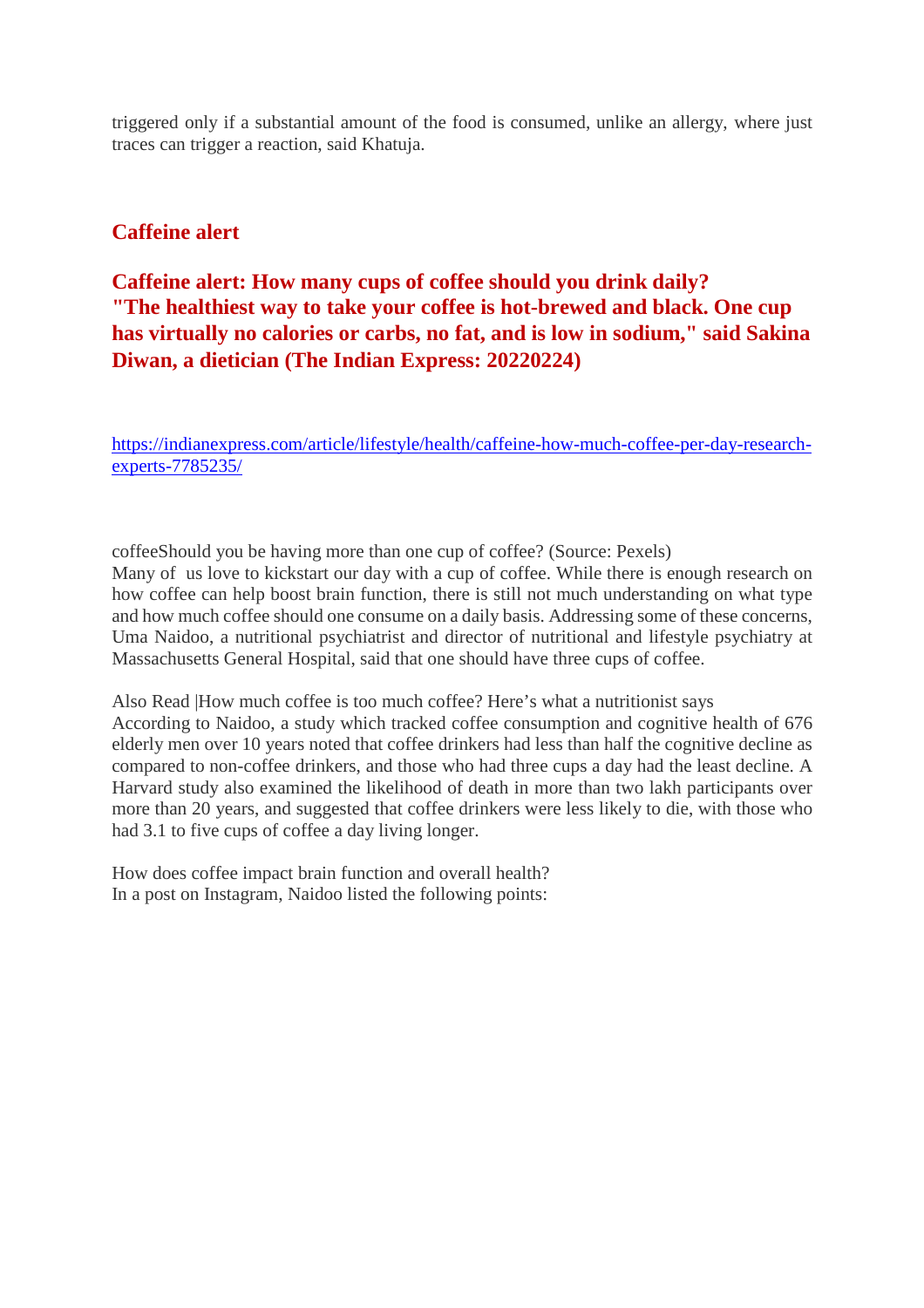triggered only if a substantial amount of the food is consumed, unlike an allergy, where just traces can trigger a reaction, said Khatuja.

## Caffeine alert

## Caffeine alert: How many cups of coffee should you drink daily? "The healthiest way to take your coffee is hot-brewed and black. One cup has virtually no calories or carbs, no fat, and is low in sodium," said Sakina Diwan, a dietician (The Indian Express: 20220224)

https://indianexpress.com/article/lifestyle/health/caffeine-how-much-coffee-per-day-research-experts-7785235/

coffeeShould you be having more than one cup of coffee? (Source: Pexels)
Many of us love to kickstart our day with a cup of coffee. While there is enough research on how coffee can help boost brain function, there is still not much understanding on what type and how much coffee should one consume on a daily basis. Addressing some of these concerns, Uma Naidoo, a nutritional psychiatrist and director of nutritional and lifestyle psychiatry at Massachusetts General Hospital, said that one should have three cups of coffee.

Also Read |How much coffee is too much coffee? Here's what a nutritionist says
According to Naidoo, a study which tracked coffee consumption and cognitive health of 676 elderly men over 10 years noted that coffee drinkers had less than half the cognitive decline as compared to non-coffee drinkers, and those who had three cups a day had the least decline. A Harvard study also examined the likelihood of death in more than two lakh participants over more than 20 years, and suggested that coffee drinkers were less likely to die, with those who had 3.1 to five cups of coffee a day living longer.

How does coffee impact brain function and overall health?
In a post on Instagram, Naidoo listed the following points: